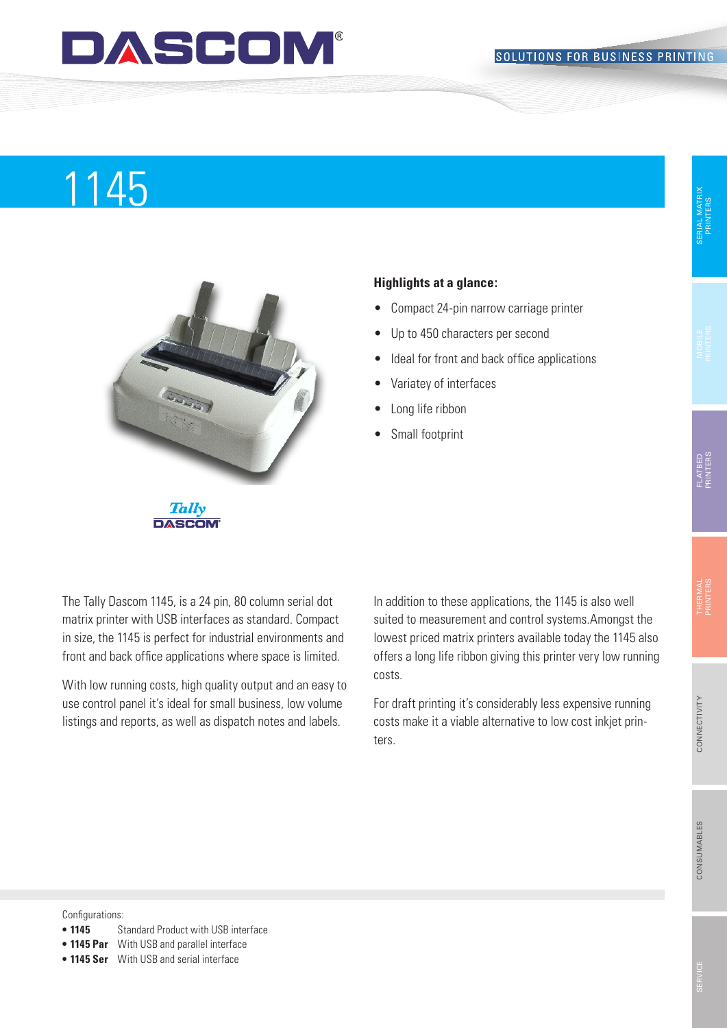# 1145

**Highlights at a glance:**

- Compact 24-pin narrow carriage printer
- Up to 450 characters per second
- Ideal for front and back office applications
- Variatey of interfaces
- Long life ribbon
- Small footprint

The Tally Dascom 1145, is a 24 pin, 80 column serial dot matrix printer with USB interfaces as standard. Compact in size, the 1145 is perfect for industrial environments and front and back office applications where space is limited.

With low running costs, high quality output and an easy to use control panel it's ideal for small business, low volume listings and reports, as well as dispatch notes and labels.

In addition to these applications, the 1145 is also well suited to measurement and control systems.Amongst the lowest priced matrix printers available today the 1145 also offers a long life ribbon giving this printer very low running costs.

For draft printing it's considerably less expensive running costs make it a viable alternative to low cost inkjet printers.

Configurations:

- **1145** Standard Product with USB interface
- **1145 Par** With USB and parallel interface
- **1145 Ser** With USB and serial interface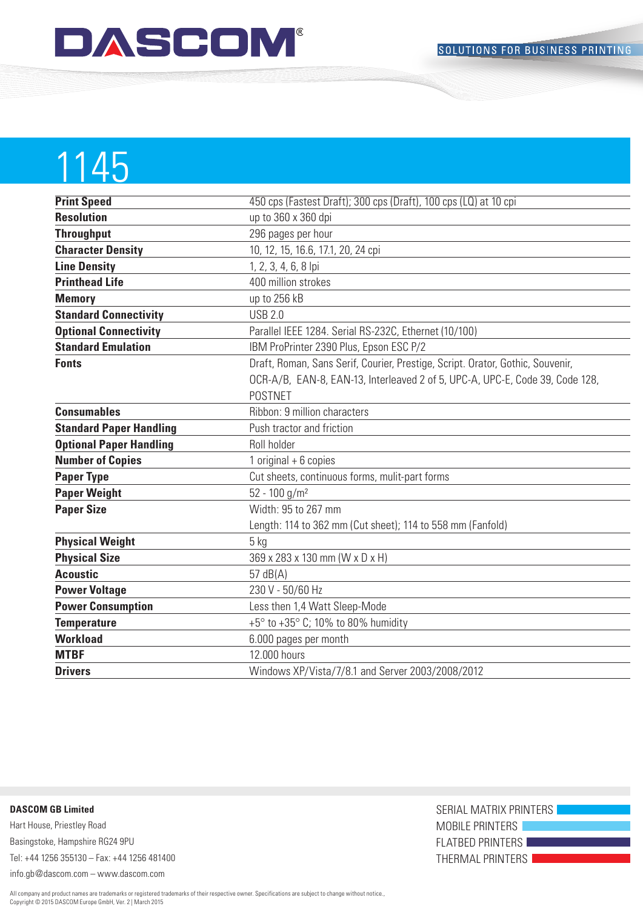DASCOM®

SOLUTIONS FOR BUSINESS PRINTING

# 1145

| | |
|---|---|
| **Print Speed** | 450 cps (Fastest Draft); 300 cps (Draft), 100 cps (LQ) at 10 cpi |
| **Resolution** | up to 360 x 360 dpi |
| **Throughput** | 296 pages per hour |
| **Character Density** | 10, 12, 15, 16.6, 17.1, 20, 24 cpi |
| **Line Density** | 1, 2, 3, 4, 6, 8 lpi |
| **Printhead Life** | 400 million strokes |
| **Memory** | up to 256 kB |
| **Standard Connectivity** | USB 2.0 |
| **Optional Connectivity** | Parallel IEEE 1284. Serial RS-232C, Ethernet (10/100) |
| **Standard Emulation** | IBM ProPrinter 2390 Plus, Epson ESC P/2 |
| **Fonts** | Draft, Roman, Sans Serif, Courier, Prestige, Script. Orator, Gothic, Souvenir, OCR-A/B, EAN-8, EAN-13, Interleaved 2 of 5, UPC-A, UPC-E, Code 39, Code 128, POSTNET |
| **Consumables** | Ribbon: 9 million characters |
| **Standard Paper Handling** | Push tractor and friction |
| **Optional Paper Handling** | Roll holder |
| **Number of Copies** | 1 original + 6 copies |
| **Paper Type** | Cut sheets, continuous forms, mulit-part forms |
| **Paper Weight** | 52 - 100 g/m² |
| **Paper Size** | Width: 95 to 267 mm<br>Length: 114 to 362 mm (Cut sheet); 114 to 558 mm (Fanfold) |
| **Physical Weight** | 5 kg |
| **Physical Size** | 369 x 283 x 130 mm (W x D x H) |
| **Acoustic** | 57 dB(A) |
| **Power Voltage** | 230 V - 50/60 Hz |
| **Power Consumption** | Less then 1,4 Watt Sleep-Mode |
| **Temperature** | +5° to +35° C; 10% to 80% humidity |
| **Workload** | 6.000 pages per month |
| **MTBF** | 12.000 hours |
| **Drivers** | Windows XP/Vista/7/8.1 and Server 2003/2008/2012 |

**DASCOM GB Limited**
Hart House, Priestley Road
Basingstoke, Hampshire RG24 9PU
Tel: +44 1256 355130 – Fax: +44 1256 481400
info.gb@dascom.com – www.dascom.com

SERIAL MATRIX PRINTERS
MOBILE PRINTERS
FLATBED PRINTERS
THERMAL PRINTERS

All company and product names are trademarks or registered trademarks of their respective owner. Specifications are subject to change without notice.,
Copyright © 2015 DASCOM Europe GmbH, Ver. 2 | March 2015